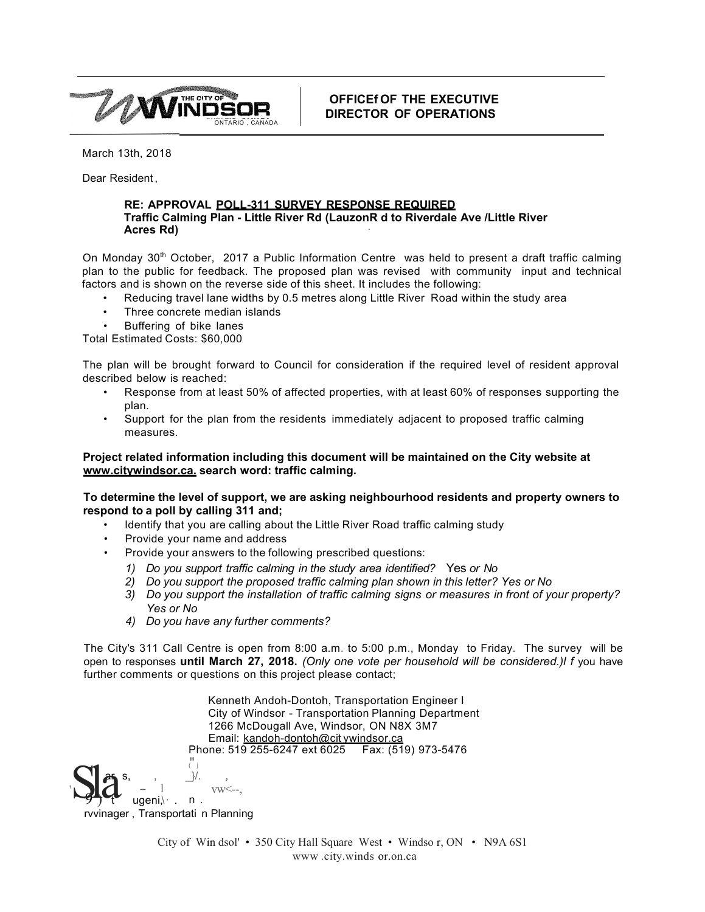THE CITY OF WINDSOR
ONTARIO, CANADA

**OFFICEf OF THE EXECUTIVE DIRECTOR OF OPERATIONS**

March 13th, 2018

Dear Resident,

**RE: APPROVAL POLL-311 SURVEY RESPONSE REQUIRED**
**Traffic Calming Plan - Little River Rd (LauzonR d to Riverdale Ave /Little River Acres Rd)**

On Monday 30th October, 2017 a Public Information Centre was held to present a draft traffic calming plan to the public for feedback. The proposed plan was revised with community input and technical factors and is shown on the reverse side of this sheet. It includes the following:

- Reducing travel lane widths by 0.5 metres along Little River Road within the study area
- Three concrete median islands
- Buffering of bike lanes

Total Estimated Costs: $60,000

The plan will be brought forward to Council for consideration if the required level of resident approval described below is reached:

- Response from at least 50% of affected properties, with at least 60% of responses supporting the plan.
- Support for the plan from the residents immediately adjacent to proposed traffic calming measures.

**Project related information including this document will be maintained on the City website at www.citywindsor.ca. search word: traffic calming.**

**To determine the level of support, we are asking neighbourhood residents and property owners to respond to a poll by calling 311 and;**

- Identify that you are calling about the Little River Road traffic calming study
- Provide your name and address
- Provide your answers to the following prescribed questions:
  1) *Do you support traffic calming in the study area identified?* Yes *or No*
  2) *Do you support the proposed traffic calming plan shown in this letter? Yes or No*
  3) *Do you support the installation of traffic calming signs or measures in front of your property? Yes or No*
  4) *Do you have any further comments?*

The City's 311 Call Centre is open from 8:00 a.m. to 5:00 p.m., Monday to Friday. The survey will be open to responses **until March 27, 2018.** *(Only one vote per household will be considered.)* If you have further comments or questions on this project please contact;

Kenneth Andoh-Dontoh, Transportation Engineer I
City of Windsor - Transportation Planning Department
1266 McDougall Ave, Windsor, ON N8X 3M7
Email: kandoh-dontoh@citywindsor.ca
Phone: 519 255-6247 ext 6025 Fax: (519) 973-5476

ugeni, n.
rvvinager, Transportati n Planning

City of Windsor • 350 City Hall Square West • Windsor, ON • N9A 6S1
www.city.windsor.on.ca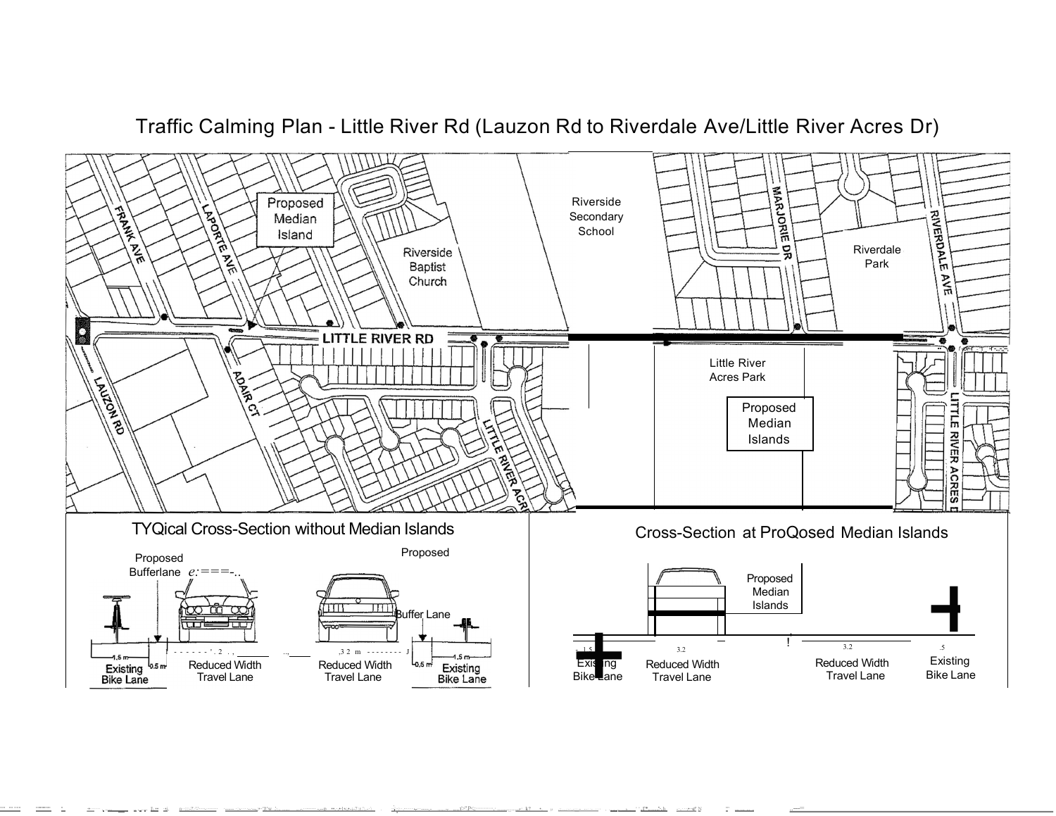# Traffic Calming Plan - Little River Rd (Lauzon Rd to Riverdale Ave/Little River Acres Dr)

FRANK AVE

LAPORTE AVE

Proposed Median Island

Riverside Baptist Church

Riverside Secondary School

MARJORIE DR

Riverdale Park

RIVERDALE AVE

LAUZON RD

ADAIR CT

LITTLE RIVER RD

LITTLE RIVER ACRES DR

Little River Acres Park

Proposed Median Islands

LITTLE RIVER ACRES DR

## TYQical Cross-Section without Median Islands

Proposed Bufferlane

Proposed Buffer Lane

1.5 m

0.5 m

3.2 m

3.2 m

0.5 m

1.5 m

Existing Bike Lane

Reduced Width Travel Lane

Reduced Width Travel Lane

Existing Bike Lane

## Cross-Section at ProQosed Median Islands

Proposed Median Islands

1.5

3.2

3.2

.5

Existing Bike Lane

Reduced Width Travel Lane

Reduced Width Travel Lane

Existing Bike Lane